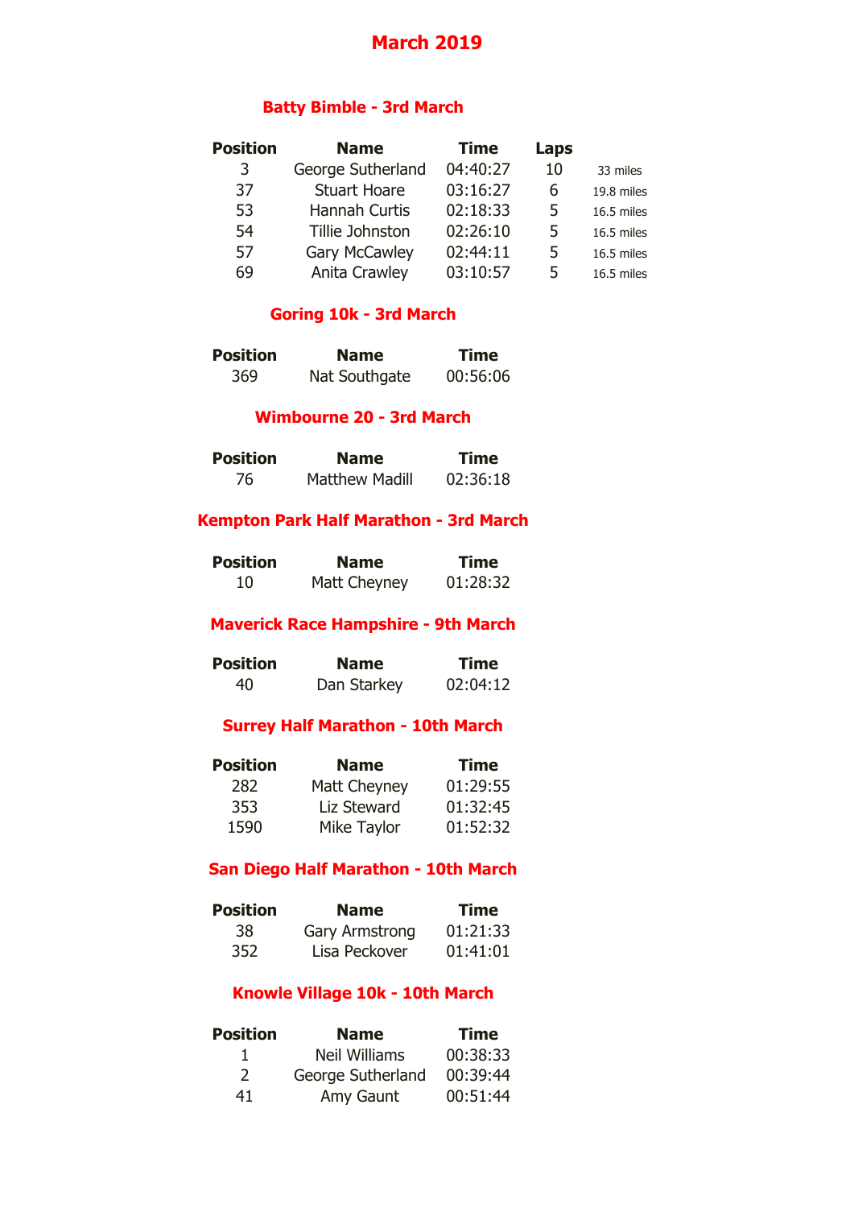# March 2019

## Batty Bimble - 3rd March

| Position | Name | Time | Laps | |
|---|---|---|---|---|
| 3 | George Sutherland | 04:40:27 | 10 | 33 miles |
| 37 | Stuart Hoare | 03:16:27 | 6 | 19.8 miles |
| 53 | Hannah Curtis | 02:18:33 | 5 | 16.5 miles |
| 54 | Tillie Johnston | 02:26:10 | 5 | 16.5 miles |
| 57 | Gary McCawley | 02:44:11 | 5 | 16.5 miles |
| 69 | Anita Crawley | 03:10:57 | 5 | 16.5 miles |

## Goring 10k - 3rd March

| Position | Name | Time |
|---|---|---|
| 369 | Nat Southgate | 00:56:06 |

## Wimbourne 20 - 3rd March

| Position | Name | Time |
|---|---|---|
| 76 | Matthew Madill | 02:36:18 |

## Kempton Park Half Marathon - 3rd March

| Position | Name | Time |
|---|---|---|
| 10 | Matt Cheyney | 01:28:32 |

## Maverick Race Hampshire - 9th March

| Position | Name | Time |
|---|---|---|
| 40 | Dan Starkey | 02:04:12 |

## Surrey Half Marathon - 10th March

| Position | Name | Time |
|---|---|---|
| 282 | Matt Cheyney | 01:29:55 |
| 353 | Liz Steward | 01:32:45 |
| 1590 | Mike Taylor | 01:52:32 |

## San Diego Half Marathon - 10th March

| Position | Name | Time |
|---|---|---|
| 38 | Gary Armstrong | 01:21:33 |
| 352 | Lisa Peckover | 01:41:01 |

## Knowle Village 10k - 10th March

| Position | Name | Time |
|---|---|---|
| 1 | Neil Williams | 00:38:33 |
| 2 | George Sutherland | 00:39:44 |
| 41 | Amy Gaunt | 00:51:44 |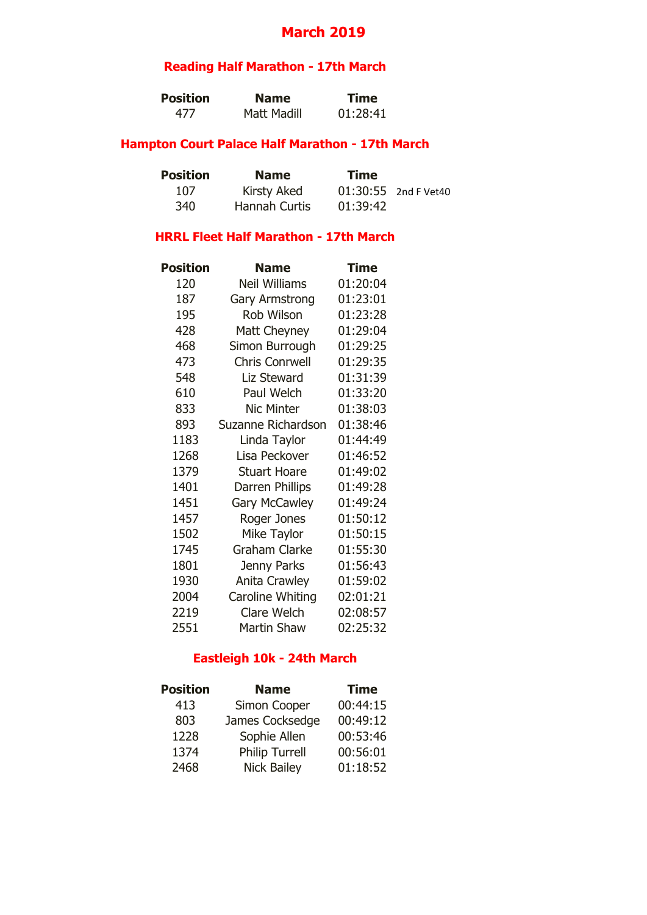# March 2019

## Reading Half Marathon - 17th March

| Position | Name | Time |
|---|---|---|
| 477 | Matt Madill | 01:28:41 |

## Hampton Court Palace Half Marathon - 17th March

| Position | Name | Time | |
|---|---|---|---|
| 107 | Kirsty Aked | 01:30:55 | 2nd F Vet40 |
| 340 | Hannah Curtis | 01:39:42 | |

## HRRL Fleet Half Marathon - 17th March

| Position | Name | Time |
|---|---|---|
| 120 | Neil Williams | 01:20:04 |
| 187 | Gary Armstrong | 01:23:01 |
| 195 | Rob Wilson | 01:23:28 |
| 428 | Matt Cheyney | 01:29:04 |
| 468 | Simon Burrough | 01:29:25 |
| 473 | Chris Conrwell | 01:29:35 |
| 548 | Liz Steward | 01:31:39 |
| 610 | Paul Welch | 01:33:20 |
| 833 | Nic Minter | 01:38:03 |
| 893 | Suzanne Richardson | 01:38:46 |
| 1183 | Linda Taylor | 01:44:49 |
| 1268 | Lisa Peckover | 01:46:52 |
| 1379 | Stuart Hoare | 01:49:02 |
| 1401 | Darren Phillips | 01:49:28 |
| 1451 | Gary McCawley | 01:49:24 |
| 1457 | Roger Jones | 01:50:12 |
| 1502 | Mike Taylor | 01:50:15 |
| 1745 | Graham Clarke | 01:55:30 |
| 1801 | Jenny Parks | 01:56:43 |
| 1930 | Anita Crawley | 01:59:02 |
| 2004 | Caroline Whiting | 02:01:21 |
| 2219 | Clare Welch | 02:08:57 |
| 2551 | Martin Shaw | 02:25:32 |

## Eastleigh 10k - 24th March

| Position | Name | Time |
|---|---|---|
| 413 | Simon Cooper | 00:44:15 |
| 803 | James Cocksedge | 00:49:12 |
| 1228 | Sophie Allen | 00:53:46 |
| 1374 | Philip Turrell | 00:56:01 |
| 2468 | Nick Bailey | 01:18:52 |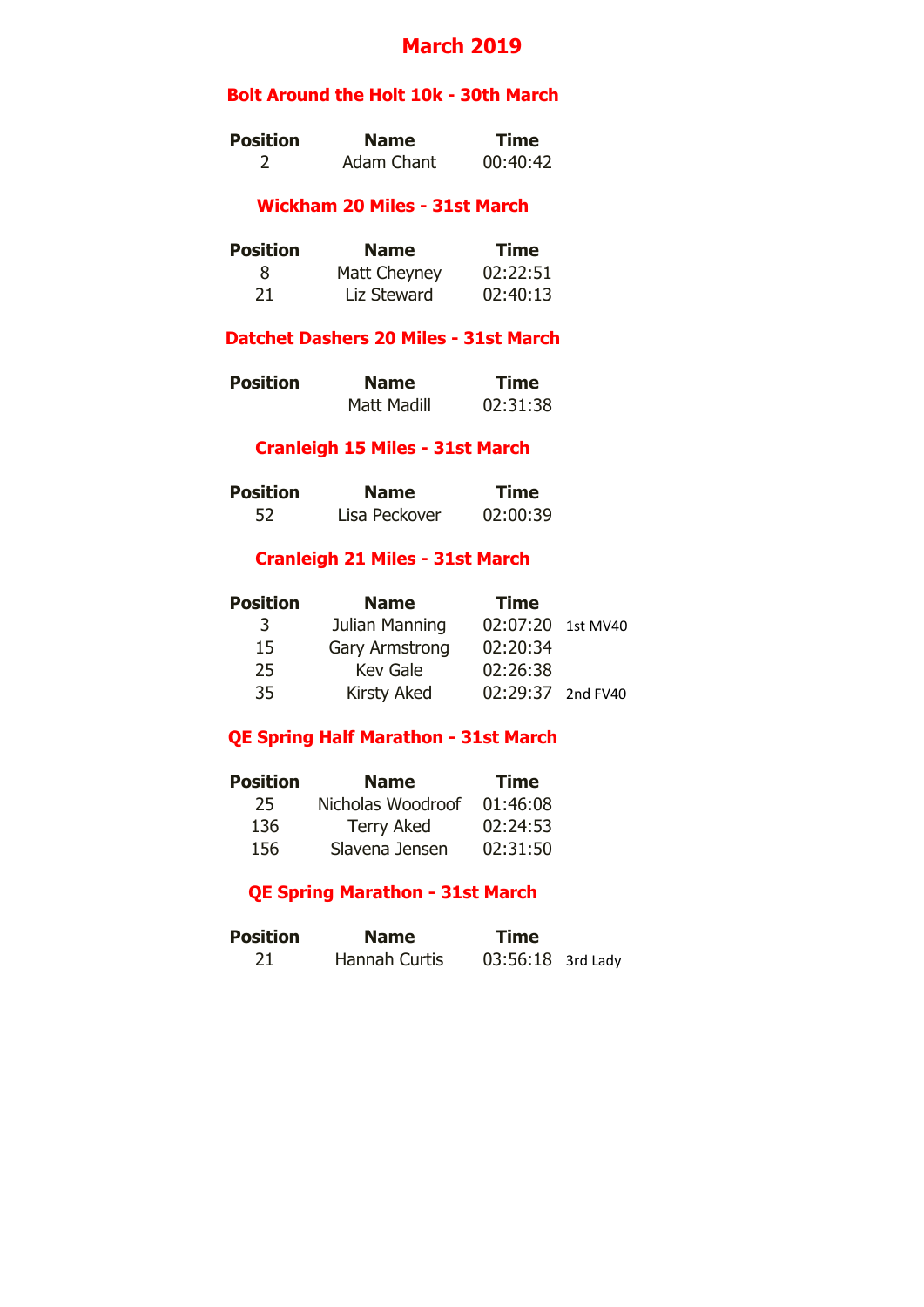# March 2019

## Bolt Around the Holt 10k - 30th March

| Position | Name | Time |
|---|---|---|
| 2 | Adam Chant | 00:40:42 |

## Wickham 20 Miles - 31st March

| Position | Name | Time |
|---|---|---|
| 8 | Matt Cheyney | 02:22:51 |
| 21 | Liz Steward | 02:40:13 |

## Datchet Dashers 20 Miles - 31st March

| Position | Name | Time |
|---|---|---|
| | Matt Madill | 02:31:38 |

## Cranleigh 15 Miles - 31st March

| Position | Name | Time |
|---|---|---|
| 52 | Lisa Peckover | 02:00:39 |

## Cranleigh 21 Miles - 31st March

| Position | Name | Time | |
|---|---|---|---|
| 3 | Julian Manning | 02:07:20 | 1st MV40 |
| 15 | Gary Armstrong | 02:20:34 | |
| 25 | Kev Gale | 02:26:38 | |
| 35 | Kirsty Aked | 02:29:37 | 2nd FV40 |

## QE Spring Half Marathon - 31st March

| Position | Name | Time |
|---|---|---|
| 25 | Nicholas Woodroof | 01:46:08 |
| 136 | Terry Aked | 02:24:53 |
| 156 | Slavena Jensen | 02:31:50 |

## QE Spring Marathon - 31st March

| Position | Name | Time | |
|---|---|---|---|
| 21 | Hannah Curtis | 03:56:18 | 3rd Lady |